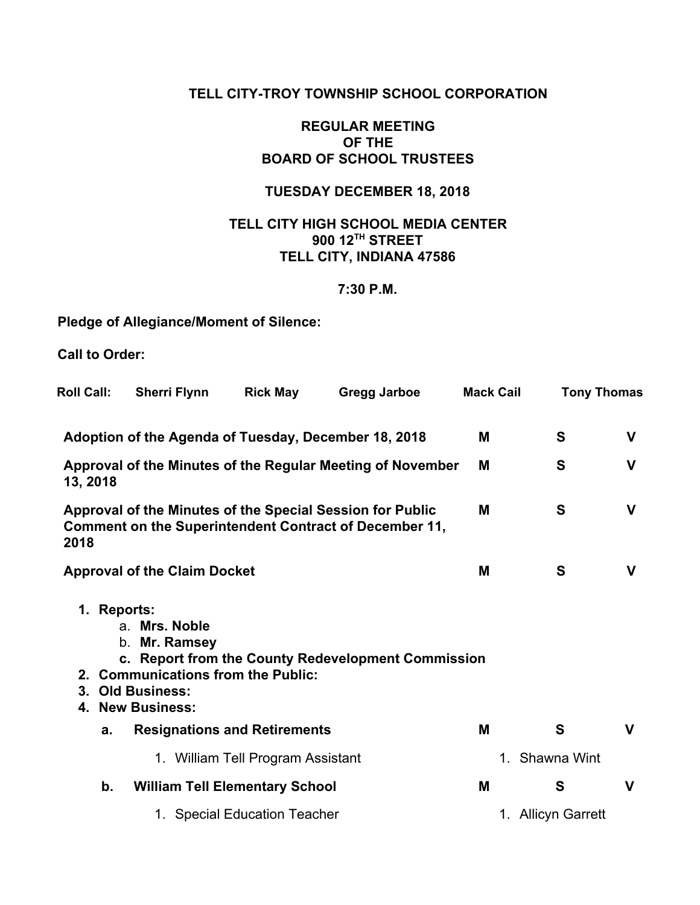**TELL CITY-TROY TOWNSHIP SCHOOL CORPORATION**

**REGULAR MEETING**
**OF THE**
**BOARD OF SCHOOL TRUSTEES**

**TUESDAY DECEMBER 18, 2018**

**TELL CITY HIGH SCHOOL MEDIA CENTER**
**900 12TH STREET**
**TELL CITY, INDIANA 47586**

**7:30 P.M.**

**Pledge of Allegiance/Moment of Silence:**

**Call to Order:**

**Roll Call:** **Sherri Flynn** **Rick May** **Gregg Jarboe** **Mack Cail** **Tony Thomas**

| | | | |
|---|---|---|---|
| **Adoption of the Agenda of Tuesday, December 18, 2018** | **M** | **S** | **V** |
| **Approval of the Minutes of the Regular Meeting of November 13, 2018** | **M** | **S** | **V** |
| **Approval of the Minutes of the Special Session for Public Comment on the Superintendent Contract of December 11, 2018** | **M** | **S** | **V** |
| **Approval of the Claim Docket** | **M** | **S** | **V** |

1. **Reports:**
   a. **Mrs. Noble**
   b. **Mr. Ramsey**
   c. **Report from the County Redevelopment Commission**
2. **Communications from the Public:**
3. **Old Business:**
4. **New Business:**

| | | | |
|---|---|---|---|
| **a. Resignations and Retirements** | **M** | **S** | **V** |
| 1. William Tell Program Assistant | 1. Shawna Wint | | |
| **b. William Tell Elementary School** | **M** | **S** | **V** |
| 1. Special Education Teacher | 1. Allicyn Garrett | | |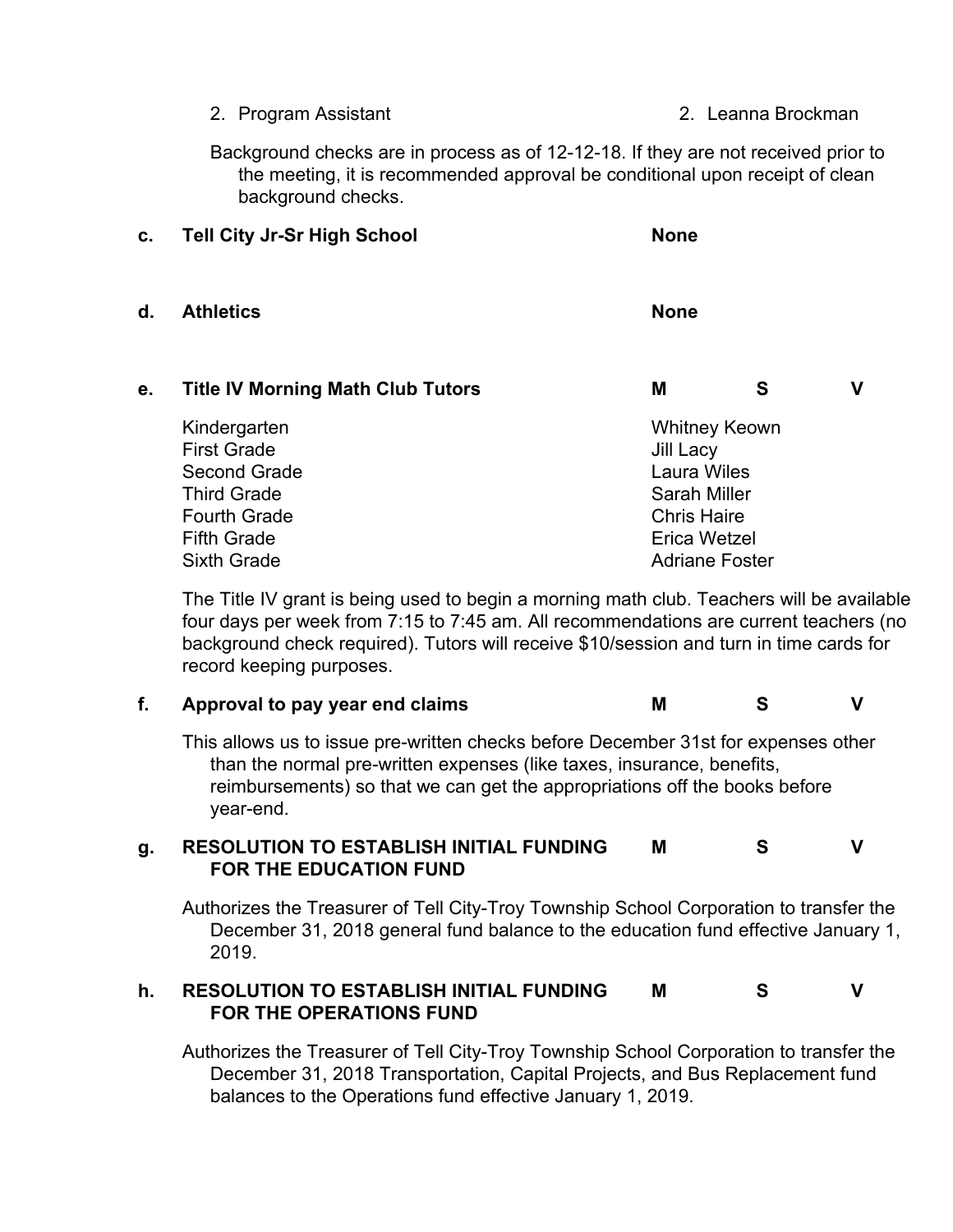2. Program Assistant — 2. Leanna Brockman

Background checks are in process as of 12-12-18. If they are not received prior to the meeting, it is recommended approval be conditional upon receipt of clean background checks.

**c. Tell City Jr-Sr High School** — **None**

**d. Athletics** — **None**

**e. Title IV Morning Math Club Tutors** — **M S V**

| | |
|---|---|
| Kindergarten | Whitney Keown |
| First Grade | Jill Lacy |
| Second Grade | Laura Wiles |
| Third Grade | Sarah Miller |
| Fourth Grade | Chris Haire |
| Fifth Grade | Erica Wetzel |
| Sixth Grade | Adriane Foster |

The Title IV grant is being used to begin a morning math club. Teachers will be available four days per week from 7:15 to 7:45 am. All recommendations are current teachers (no background check required). Tutors will receive $10/session and turn in time cards for record keeping purposes.

**f. Approval to pay year end claims** — **M S V**

This allows us to issue pre-written checks before December 31st for expenses other than the normal pre-written expenses (like taxes, insurance, benefits, reimbursements) so that we can get the appropriations off the books before year-end.

**g. RESOLUTION TO ESTABLISH INITIAL FUNDING FOR THE EDUCATION FUND** — **M S V**

Authorizes the Treasurer of Tell City-Troy Township School Corporation to transfer the December 31, 2018 general fund balance to the education fund effective January 1, 2019.

**h. RESOLUTION TO ESTABLISH INITIAL FUNDING FOR THE OPERATIONS FUND** — **M S V**

Authorizes the Treasurer of Tell City-Troy Township School Corporation to transfer the December 31, 2018 Transportation, Capital Projects, and Bus Replacement fund balances to the Operations fund effective January 1, 2019.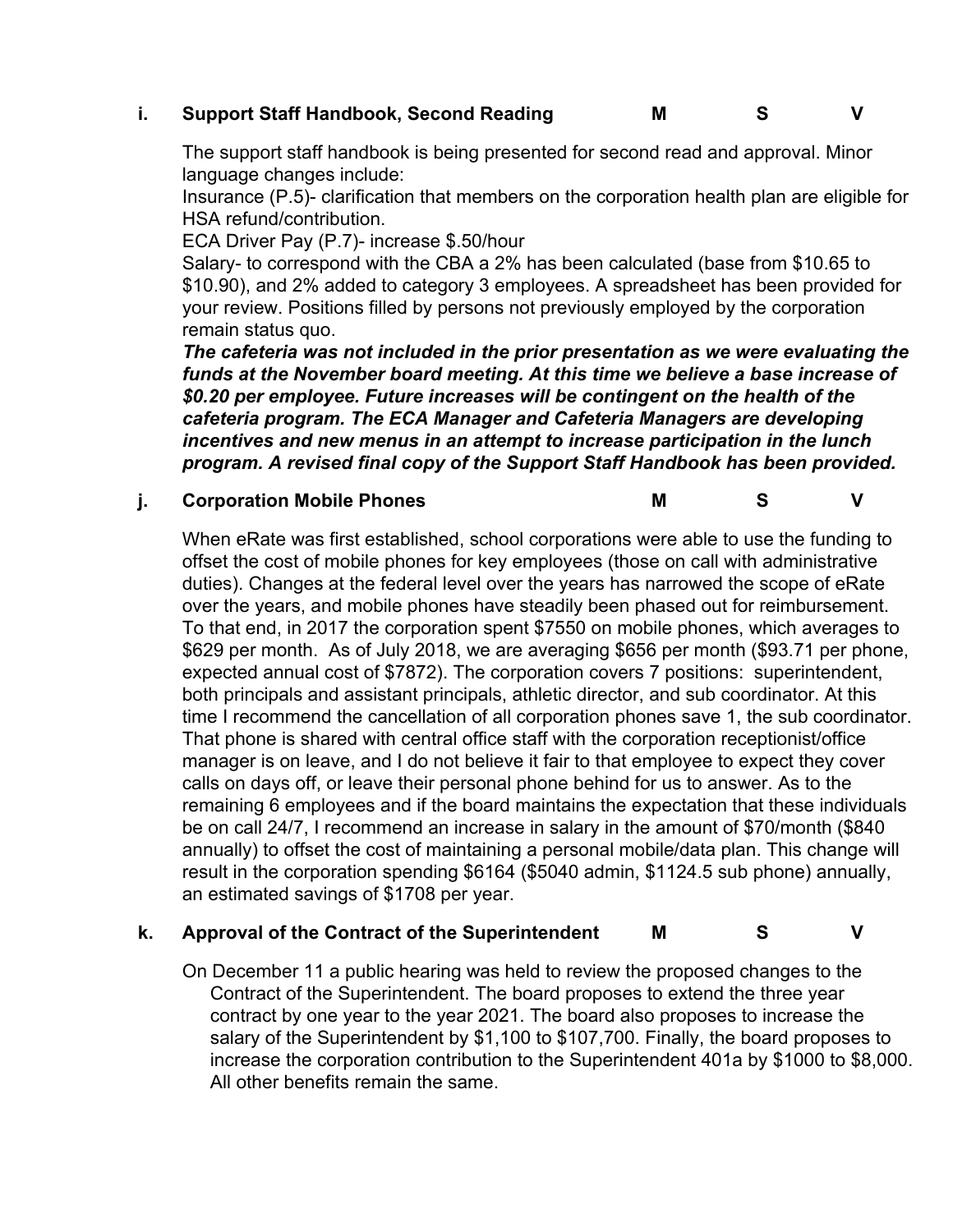**i. Support Staff Handbook, Second Reading M S V**

The support staff handbook is being presented for second read and approval. Minor language changes include:

Insurance (P.5)- clarification that members on the corporation health plan are eligible for HSA refund/contribution.

ECA Driver Pay (P.7)- increase $.50/hour

Salary- to correspond with the CBA a 2% has been calculated (base from $10.65 to $10.90), and 2% added to category 3 employees. A spreadsheet has been provided for your review. Positions filled by persons not previously employed by the corporation remain status quo.

***The cafeteria was not included in the prior presentation as we were evaluating the funds at the November board meeting. At this time we believe a base increase of $0.20 per employee. Future increases will be contingent on the health of the cafeteria program. The ECA Manager and Cafeteria Managers are developing incentives and new menus in an attempt to increase participation in the lunch program. A revised final copy of the Support Staff Handbook has been provided.***

**j. Corporation Mobile Phones M S V**

When eRate was first established, school corporations were able to use the funding to offset the cost of mobile phones for key employees (those on call with administrative duties). Changes at the federal level over the years has narrowed the scope of eRate over the years, and mobile phones have steadily been phased out for reimbursement. To that end, in 2017 the corporation spent $7550 on mobile phones, which averages to $629 per month. As of July 2018, we are averaging $656 per month ($93.71 per phone, expected annual cost of $7872). The corporation covers 7 positions: superintendent, both principals and assistant principals, athletic director, and sub coordinator. At this time I recommend the cancellation of all corporation phones save 1, the sub coordinator. That phone is shared with central office staff with the corporation receptionist/office manager is on leave, and I do not believe it fair to that employee to expect they cover calls on days off, or leave their personal phone behind for us to answer. As to the remaining 6 employees and if the board maintains the expectation that these individuals be on call 24/7, I recommend an increase in salary in the amount of $70/month ($840 annually) to offset the cost of maintaining a personal mobile/data plan. This change will result in the corporation spending $6164 ($5040 admin, $1124.5 sub phone) annually, an estimated savings of $1708 per year.

**k. Approval of the Contract of the Superintendent M S V**

On December 11 a public hearing was held to review the proposed changes to the Contract of the Superintendent. The board proposes to extend the three year contract by one year to the year 2021. The board also proposes to increase the salary of the Superintendent by $1,100 to $107,700. Finally, the board proposes to increase the corporation contribution to the Superintendent 401a by $1000 to $8,000. All other benefits remain the same.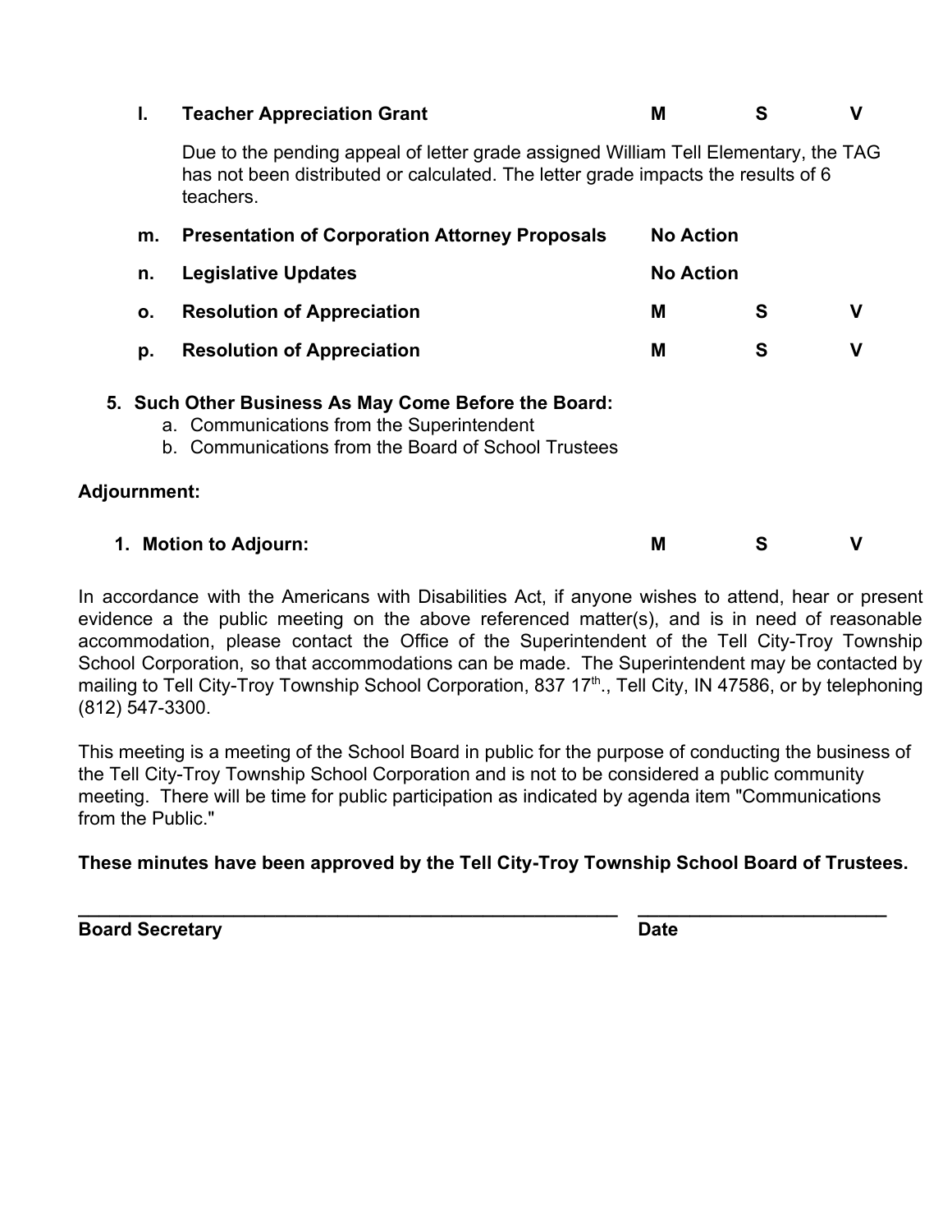| | | | | |
|---|---|---|---|---|
| **l.** | **Teacher Appreciation Grant** | **M** | **S** | **V** |
| | Due to the pending appeal of letter grade assigned William Tell Elementary, the TAG has not been distributed or calculated. The letter grade impacts the results of 6 teachers. | | | |
| **m.** | **Presentation of Corporation Attorney Proposals** | **No Action** | | |
| **n.** | **Legislative Updates** | **No Action** | | |
| **o.** | **Resolution of Appreciation** | **M** | **S** | **V** |
| **p.** | **Resolution of Appreciation** | **M** | **S** | **V** |

**5. Such Other Business As May Come Before the Board:**

a. Communications from the Superintendent
b. Communications from the Board of School Trustees

**Adjournment:**

| | | | |
|---|---|---|---|
| **1. Motion to Adjourn:** | **M** | **S** | **V** |

In accordance with the Americans with Disabilities Act, if anyone wishes to attend, hear or present evidence a the public meeting on the above referenced matter(s), and is in need of reasonable accommodation, please contact the Office of the Superintendent of the Tell City-Troy Township School Corporation, so that accommodations can be made. The Superintendent may be contacted by mailing to Tell City-Troy Township School Corporation, 837 17th., Tell City, IN 47586, or by telephoning (812) 547-3300.

This meeting is a meeting of the School Board in public for the purpose of conducting the business of the Tell City-Troy Township School Corporation and is not to be considered a public community meeting. There will be time for public participation as indicated by agenda item "Communications from the Public."

**These minutes have been approved by the Tell City-Troy Township School Board of Trustees.**

| | |
|---|---|
| ______________________________________ | ______________________ |
| **Board Secretary** | **Date** |